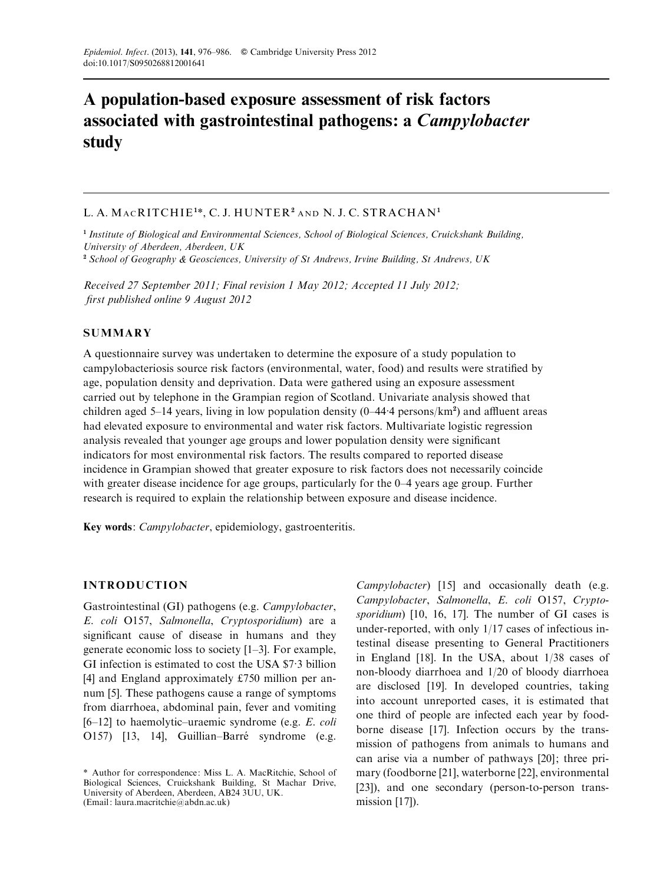# A population-based exposure assessment of risk factors associated with gastrointestinal pathogens: a *Campylobacter* study

L. A. MacRITCHIE[1]*, C. J. HUNTER[2] AND N. J. C. STRACHAN[1]

[1] *Institute of Biological and Environmental Sciences, School of Biological Sciences, Cruickshank Building, University of Aberdeen, Aberdeen, UK*
[2] *School of Geography & Geosciences, University of St Andrews, Irvine Building, St Andrews, UK*

*Received 27 September 2011; Final revision 1 May 2012; Accepted 11 July 2012; first published online 9 August 2012*

## SUMMARY

A questionnaire survey was undertaken to determine the exposure of a study population to campylobacteriosis source risk factors (environmental, water, food) and results were stratified by age, population density and deprivation. Data were gathered using an exposure assessment carried out by telephone in the Grampian region of Scotland. Univariate analysis showed that children aged 5–14 years, living in low population density (0–44·4 persons/km$^2$) and affluent areas had elevated exposure to environmental and water risk factors. Multivariate logistic regression analysis revealed that younger age groups and lower population density were significant indicators for most environmental risk factors. The results compared to reported disease incidence in Grampian showed that greater exposure to risk factors does not necessarily coincide with greater disease incidence for age groups, particularly for the 0–4 years age group. Further research is required to explain the relationship between exposure and disease incidence.

**Key words**: *Campylobacter*, epidemiology, gastroenteritis.

## INTRODUCTION

Gastrointestinal (GI) pathogens (e.g. *Campylobacter*, *E. coli* O157, *Salmonella*, *Cryptosporidium*) are a significant cause of disease in humans and they generate economic loss to society [1–3]. For example, GI infection is estimated to cost the USA $7·3 billion [4] and England approximately £750 million per annum [5]. These pathogens cause a range of symptoms from diarrhoea, abdominal pain, fever and vomiting [6–12] to haemolytic–uraemic syndrome (e.g. *E. coli* O157) [13, 14], Guillian–Barré syndrome (e.g. *Campylobacter*) [15] and occasionally death (e.g. *Campylobacter*, *Salmonella*, *E. coli* O157, *Cryptosporidium*) [10, 16, 17]. The number of GI cases is under-reported, with only 1/17 cases of infectious intestinal disease presenting to General Practitioners in England [18]. In the USA, about 1/38 cases of non-bloody diarrhoea and 1/20 of bloody diarrhoea are disclosed [19]. In developed countries, taking into account unreported cases, it is estimated that one third of people are infected each year by foodborne disease [17]. Infection occurs by the transmission of pathogens from animals to humans and can arise via a number of pathways [20]; three primary (foodborne [21], waterborne [22], environmental [23]), and one secondary (person-to-person transmission [17]).

\* Author for correspondence: Miss L. A. MacRitchie, School of Biological Sciences, Cruickshank Building, St Machar Drive, University of Aberdeen, Aberdeen, AB24 3UU, UK. (Email: laura.macritchie@abdn.ac.uk)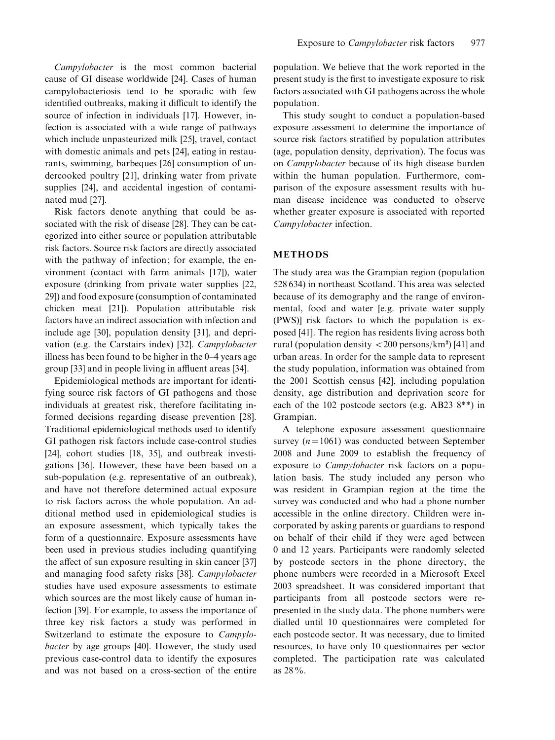*Campylobacter* is the most common bacterial cause of GI disease worldwide [24]. Cases of human campylobacteriosis tend to be sporadic with few identified outbreaks, making it difficult to identify the source of infection in individuals [17]. However, infection is associated with a wide range of pathways which include unpasteurized milk [25], travel, contact with domestic animals and pets [24], eating in restaurants, swimming, barbeques [26] consumption of undercooked poultry [21], drinking water from private supplies [24], and accidental ingestion of contaminated mud [27].

Risk factors denote anything that could be associated with the risk of disease [28]. They can be categorized into either source or population attributable risk factors. Source risk factors are directly associated with the pathway of infection; for example, the environment (contact with farm animals [17]), water exposure (drinking from private water supplies [22, 29]) and food exposure (consumption of contaminated chicken meat [21]). Population attributable risk factors have an indirect association with infection and include age [30], population density [31], and deprivation (e.g. the Carstairs index) [32]. *Campylobacter* illness has been found to be higher in the 0–4 years age group [33] and in people living in affluent areas [34].

Epidemiological methods are important for identifying source risk factors of GI pathogens and those individuals at greatest risk, therefore facilitating informed decisions regarding disease prevention [28]. Traditional epidemiological methods used to identify GI pathogen risk factors include case-control studies [24], cohort studies [18, 35], and outbreak investigations [36]. However, these have been based on a sub-population (e.g. representative of an outbreak), and have not therefore determined actual exposure to risk factors across the whole population. An additional method used in epidemiological studies is an exposure assessment, which typically takes the form of a questionnaire. Exposure assessments have been used in previous studies including quantifying the affect of sun exposure resulting in skin cancer [37] and managing food safety risks [38]. *Campylobacter* studies have used exposure assessments to estimate which sources are the most likely cause of human infection [39]. For example, to assess the importance of three key risk factors a study was performed in Switzerland to estimate the exposure to *Campylobacter* by age groups [40]. However, the study used previous case-control data to identify the exposures and was not based on a cross-section of the entire population. We believe that the work reported in the present study is the first to investigate exposure to risk factors associated with GI pathogens across the whole population.

This study sought to conduct a population-based exposure assessment to determine the importance of source risk factors stratified by population attributes (age, population density, deprivation). The focus was on *Campylobacter* because of its high disease burden within the human population. Furthermore, comparison of the exposure assessment results with human disease incidence was conducted to observe whether greater exposure is associated with reported *Campylobacter* infection.

## METHODS

The study area was the Grampian region (population 528 634) in northeast Scotland. This area was selected because of its demography and the range of environmental, food and water [e.g. private water supply (PWS)] risk factors to which the population is exposed [41]. The region has residents living across both rural (population density $<200$ persons/km²) [41] and urban areas. In order for the sample data to represent the study population, information was obtained from the 2001 Scottish census [42], including population density, age distribution and deprivation score for each of the 102 postcode sectors (e.g. AB23 8**) in Grampian.

A telephone exposure assessment questionnaire survey ($n=1061$) was conducted between September 2008 and June 2009 to establish the frequency of exposure to *Campylobacter* risk factors on a population basis. The study included any person who was resident in Grampian region at the time the survey was conducted and who had a phone number accessible in the online directory. Children were incorporated by asking parents or guardians to respond on behalf of their child if they were aged between 0 and 12 years. Participants were randomly selected by postcode sectors in the phone directory, the phone numbers were recorded in a Microsoft Excel 2003 spreadsheet. It was considered important that participants from all postcode sectors were represented in the study data. The phone numbers were dialled until 10 questionnaires were completed for each postcode sector. It was necessary, due to limited resources, to have only 10 questionnaires per sector completed. The participation rate was calculated as 28%.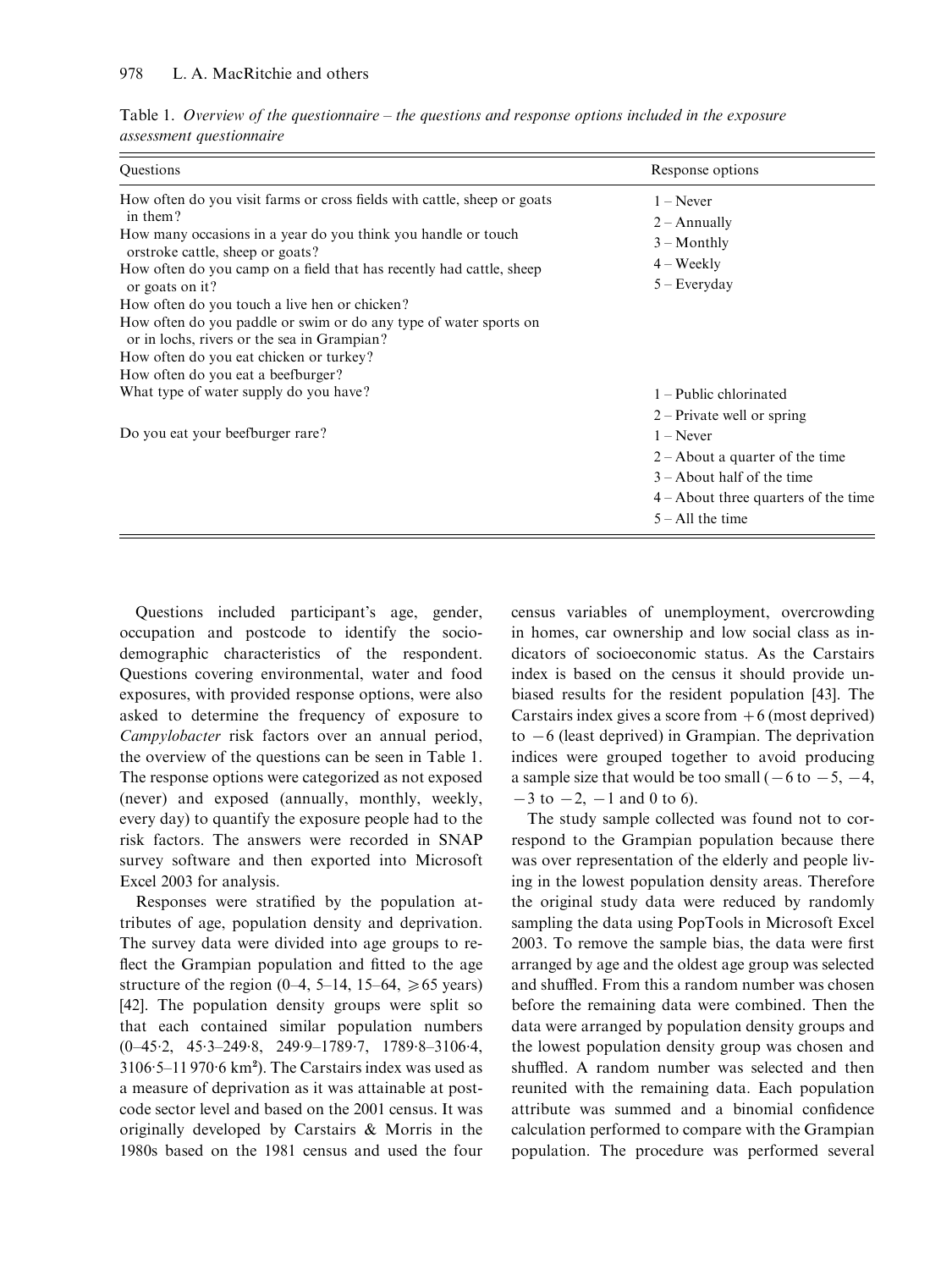Table 1. *Overview of the questionnaire – the questions and response options included in the exposure assessment questionnaire*

| Questions | Response options |
|---|---|
| How often do you visit farms or cross fields with cattle, sheep or goats in them? | 1 – Never |
| How many occasions in a year do you think you handle or touch orstroke cattle, sheep or goats? | 2 – Annually |
| How often do you camp on a field that has recently had cattle, sheep or goats on it? | 3 – Monthly |
| How often do you touch a live hen or chicken? | 4 – Weekly |
| How often do you paddle or swim or do any type of water sports on or in lochs, rivers or the sea in Grampian? | 5 – Everyday |
| How often do you eat chicken or turkey? | |
| How often do you eat a beefburger? | |
| What type of water supply do you have? | 1 – Public chlorinated |
| | 2 – Private well or spring |
| Do you eat your beefburger rare? | 1 – Never |
| | 2 – About a quarter of the time |
| | 3 – About half of the time |
| | 4 – About three quarters of the time |
| | 5 – All the time |

Questions included participant's age, gender, occupation and postcode to identify the sociodemographic characteristics of the respondent. Questions covering environmental, water and food exposures, with provided response options, were also asked to determine the frequency of exposure to *Campylobacter* risk factors over an annual period, the overview of the questions can be seen in Table 1. The response options were categorized as not exposed (never) and exposed (annually, monthly, weekly, every day) to quantify the exposure people had to the risk factors. The answers were recorded in SNAP survey software and then exported into Microsoft Excel 2003 for analysis.

Responses were stratified by the population attributes of age, population density and deprivation. The survey data were divided into age groups to reflect the Grampian population and fitted to the age structure of the region (0–4, 5–14, 15–64, $\geqslant 65$ years) [42]. The population density groups were split so that each contained similar population numbers (0–45·2, 45·3–249·8, 249·9–1789·7, 1789·8–3106·4, 3106·5–11 970·6 $km^2$). The Carstairs index was used as a measure of deprivation as it was attainable at postcode sector level and based on the 2001 census. It was originally developed by Carstairs & Morris in the 1980s based on the 1981 census and used the four census variables of unemployment, overcrowding in homes, car ownership and low social class as indicators of socioeconomic status. As the Carstairs index is based on the census it should provide unbiased results for the resident population [43]. The Carstairs index gives a score from +6 (most deprived) to −6 (least deprived) in Grampian. The deprivation indices were grouped together to avoid producing a sample size that would be too small (−6 to −5, −4, −3 to −2, −1 and 0 to 6).

The study sample collected was found not to correspond to the Grampian population because there was over representation of the elderly and people living in the lowest population density areas. Therefore the original study data were reduced by randomly sampling the data using PopTools in Microsoft Excel 2003. To remove the sample bias, the data were first arranged by age and the oldest age group was selected and shuffled. From this a random number was chosen before the remaining data were combined. Then the data were arranged by population density groups and the lowest population density group was chosen and shuffled. A random number was selected and then reunited with the remaining data. Each population attribute was summed and a binomial confidence calculation performed to compare with the Grampian population. The procedure was performed several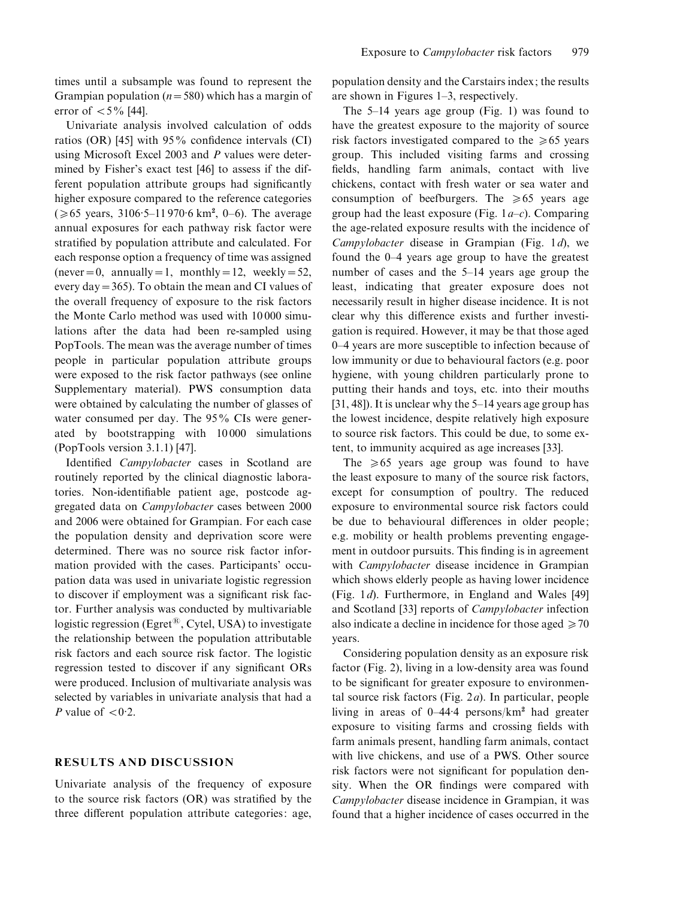times until a subsample was found to represent the Grampian population ($n = 580$) which has a margin of error of $< 5\%$ [44].

Univariate analysis involved calculation of odds ratios (OR) [45] with 95% confidence intervals (CI) using Microsoft Excel 2003 and *P* values were determined by Fisher's exact test [46] to assess if the different population attribute groups had significantly higher exposure compared to the reference categories ($\geqslant 65$ years, 3106·5–11 970·6 km², 0–6). The average annual exposures for each pathway risk factor were stratified by population attribute and calculated. For each response option a frequency of time was assigned (never = 0, annually = 1, monthly = 12, weekly = 52, every day = 365). To obtain the mean and CI values of the overall frequency of exposure to the risk factors the Monte Carlo method was used with 10 000 simulations after the data had been re-sampled using PopTools. The mean was the average number of times people in particular population attribute groups were exposed to the risk factor pathways (see online Supplementary material). PWS consumption data were obtained by calculating the number of glasses of water consumed per day. The 95% CIs were generated by bootstrapping with 10 000 simulations (PopTools version 3.1.1) [47].

Identified *Campylobacter* cases in Scotland are routinely reported by the clinical diagnostic laboratories. Non-identifiable patient age, postcode aggregated data on *Campylobacter* cases between 2000 and 2006 were obtained for Grampian. For each case the population density and deprivation score were determined. There was no source risk factor information provided with the cases. Participants' occupation data was used in univariate logistic regression to discover if employment was a significant risk factor. Further analysis was conducted by multivariable logistic regression (Egret®, Cytel, USA) to investigate the relationship between the population attributable risk factors and each source risk factor. The logistic regression tested to discover if any significant ORs were produced. Inclusion of multivariate analysis was selected by variables in univariate analysis that had a *P* value of $< 0·2$.

## RESULTS AND DISCUSSION

Univariate analysis of the frequency of exposure to the source risk factors (OR) was stratified by the three different population attribute categories: age, population density and the Carstairs index; the results are shown in Figures 1–3, respectively.

The 5–14 years age group (Fig. 1) was found to have the greatest exposure to the majority of source risk factors investigated compared to the $\geqslant 65$ years group. This included visiting farms and crossing fields, handling farm animals, contact with live chickens, contact with fresh water or sea water and consumption of beefburgers. The $\geqslant 65$ years age group had the least exposure (Fig. 1*a–c*). Comparing the age-related exposure results with the incidence of *Campylobacter* disease in Grampian (Fig. 1*d*), we found the 0–4 years age group to have the greatest number of cases and the 5–14 years age group the least, indicating that greater exposure does not necessarily result in higher disease incidence. It is not clear why this difference exists and further investigation is required. However, it may be that those aged 0–4 years are more susceptible to infection because of low immunity or due to behavioural factors (e.g. poor hygiene, with young children particularly prone to putting their hands and toys, etc. into their mouths [31, 48]). It is unclear why the 5–14 years age group has the lowest incidence, despite relatively high exposure to source risk factors. This could be due, to some extent, to immunity acquired as age increases [33].

The $\geqslant 65$ years age group was found to have the least exposure to many of the source risk factors, except for consumption of poultry. The reduced exposure to environmental source risk factors could be due to behavioural differences in older people; e.g. mobility or health problems preventing engagement in outdoor pursuits. This finding is in agreement with *Campylobacter* disease incidence in Grampian which shows elderly people as having lower incidence (Fig. 1*d*). Furthermore, in England and Wales [49] and Scotland [33] reports of *Campylobacter* infection also indicate a decline in incidence for those aged $\geqslant 70$ years.

Considering population density as an exposure risk factor (Fig. 2), living in a low-density area was found to be significant for greater exposure to environmental source risk factors (Fig. 2*a*). In particular, people living in areas of 0–44·4 persons/km² had greater exposure to visiting farms and crossing fields with farm animals present, handling farm animals, contact with live chickens, and use of a PWS. Other source risk factors were not significant for population density. When the OR findings were compared with *Campylobacter* disease incidence in Grampian, it was found that a higher incidence of cases occurred in the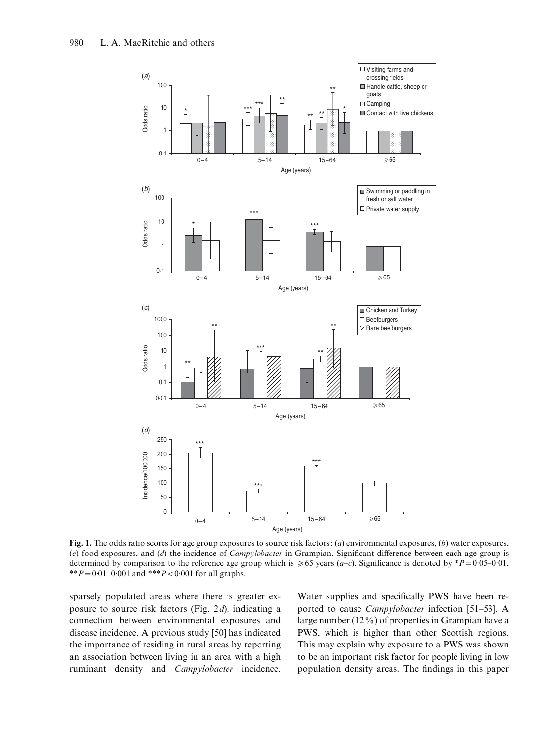**Fig. 1.** The odds ratio scores for age group exposures to source risk factors: (*a*) environmental exposures, (*b*) water exposures, (*c*) food exposures, and (*d*) the incidence of *Campylobacter* in Grampian. Significant difference between each age group is determined by comparison to the reference age group which is ⩾65 years (*a–c*). Significance is denoted by $*P=0{\cdot}05–0{\cdot}01$, $**P=0{\cdot}01–0{\cdot}001$ and $***P<0{\cdot}001$ for all graphs.

sparsely populated areas where there is greater exposure to source risk factors (Fig. 2*d*), indicating a connection between environmental exposures and disease incidence. A previous study [50] has indicated the importance of residing in rural areas by reporting an association between living in an area with a high ruminant density and *Campylobacter* incidence. Water supplies and specifically PWS have been reported to cause *Campylobacter* infection [51–53]. A large number (12%) of properties in Grampian have a PWS, which is higher than other Scottish regions. This may explain why exposure to a PWS was shown to be an important risk factor for people living in low population density areas. The findings in this paper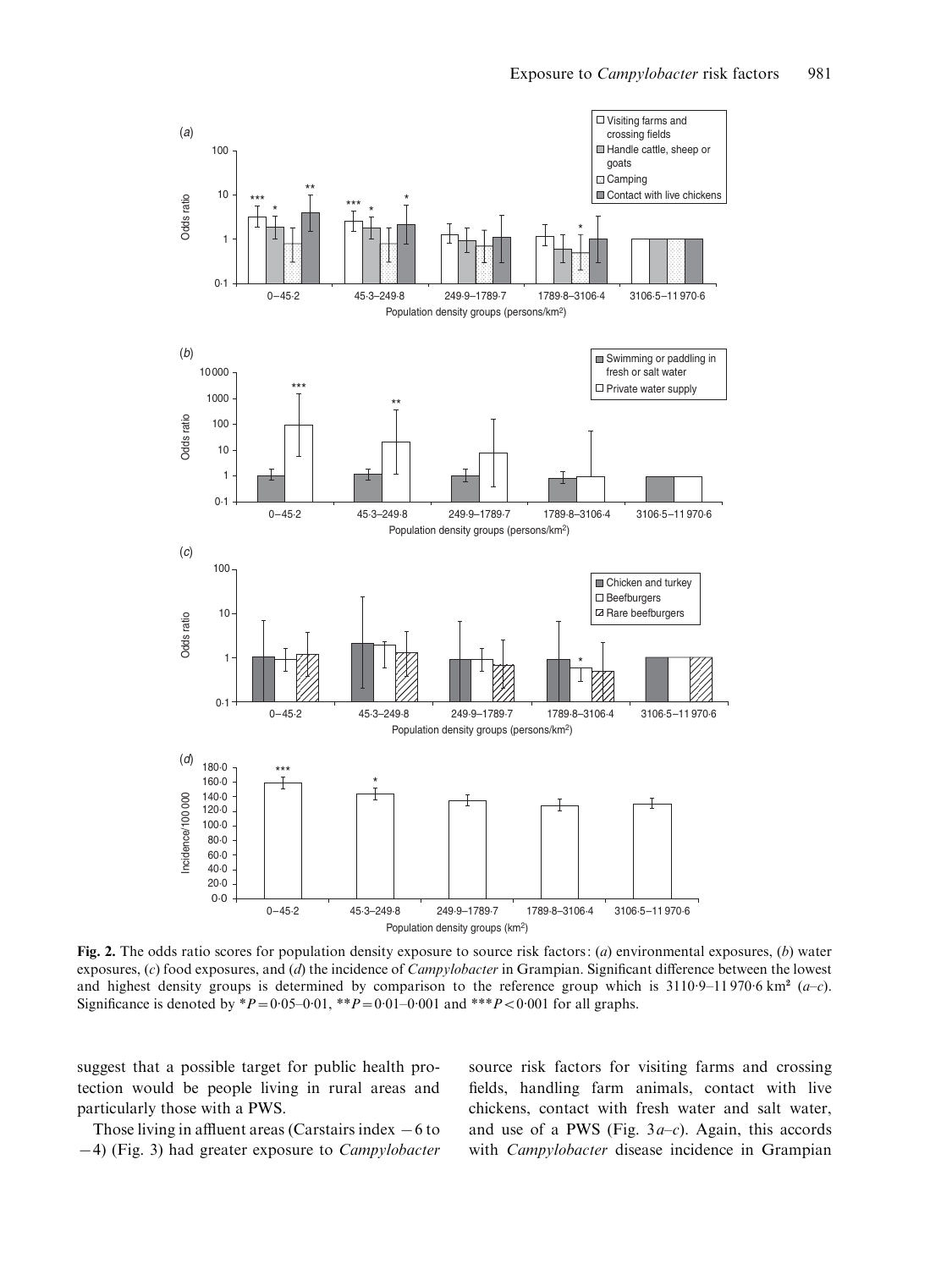**Fig. 2.** The odds ratio scores for population density exposure to source risk factors: (*a*) environmental exposures, (*b*) water exposures, (*c*) food exposures, and (*d*) the incidence of *Campylobacter* in Grampian. Significant difference between the lowest and highest density groups is determined by comparison to the reference group which is 3110·9–11 970·6 km² (*a–c*). Significance is denoted by $*P=0{\cdot}05$–$0{\cdot}01$, $**P=0{\cdot}01$–$0{\cdot}001$ and $***P<0{\cdot}001$ for all graphs.

suggest that a possible target for public health protection would be people living in rural areas and particularly those with a PWS.

Those living in affluent areas (Carstairs index −6 to −4) (Fig. 3) had greater exposure to *Campylobacter* source risk factors for visiting farms and crossing fields, handling farm animals, contact with live chickens, contact with fresh water and salt water, and use of a PWS (Fig. 3*a–c*). Again, this accords with *Campylobacter* disease incidence in Grampian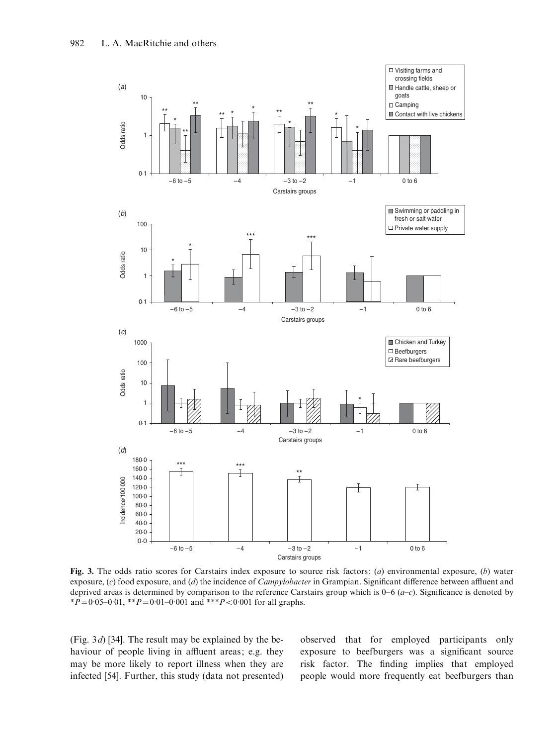**Fig. 3.** The odds ratio scores for Carstairs index exposure to source risk factors: (*a*) environmental exposure, (*b*) water exposure, (*c*) food exposure, and (*d*) the incidence of *Campylobacter* in Grampian. Significant difference between affluent and deprived areas is determined by comparison to the reference Carstairs group which is 0–6 (*a*–*c*). Significance is denoted by *$P$=0·05–0·01, **$P$=0·01–0·001 and ***$P$<0·001 for all graphs.

(Fig. 3*d*) [34]. The result may be explained by the behaviour of people living in affluent areas; e.g. they may be more likely to report illness when they are infected [54]. Further, this study (data not presented) observed that for employed participants only exposure to beefburgers was a significant source risk factor. The finding implies that employed people would more frequently eat beefburgers than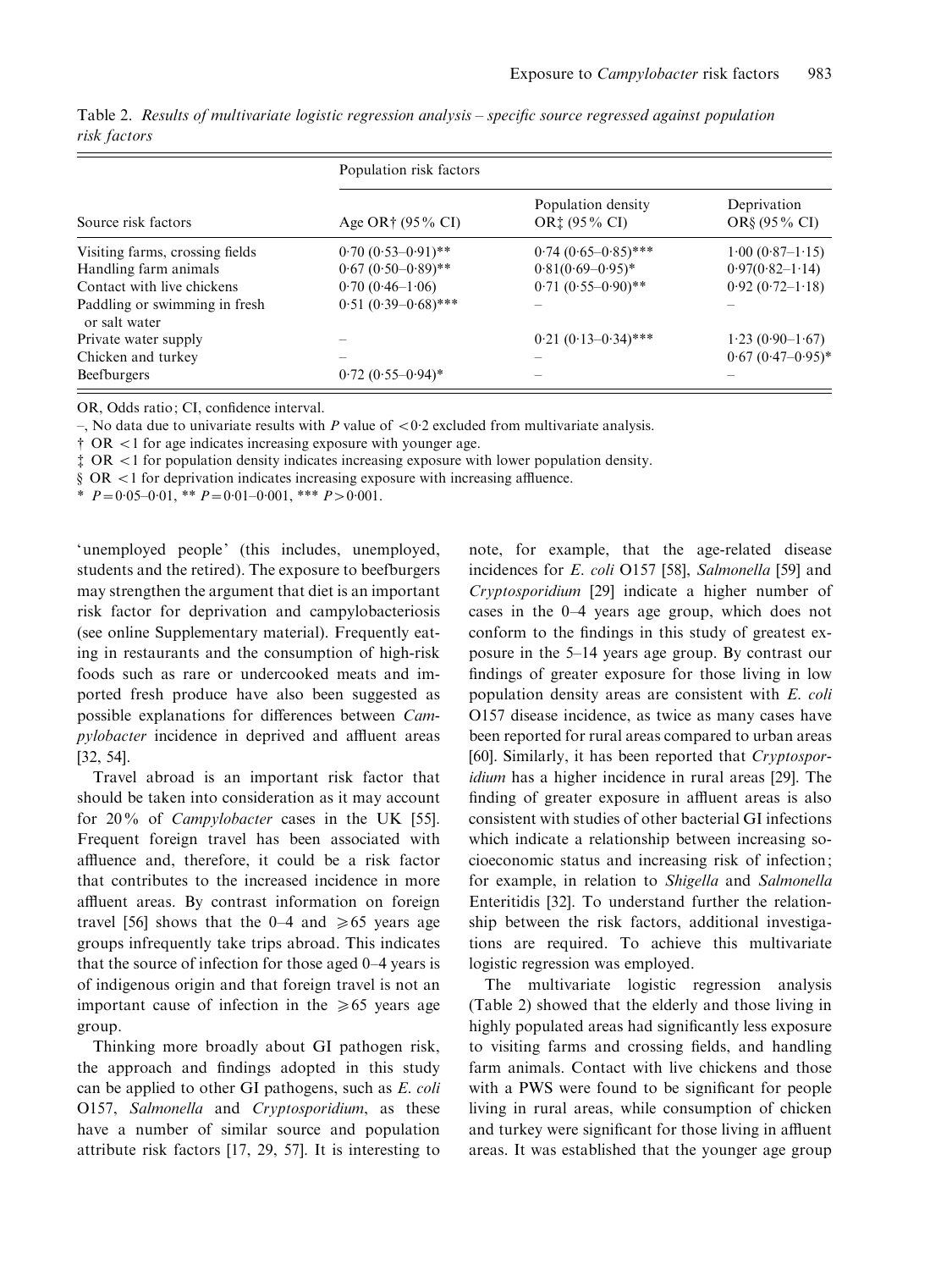Table 2. *Results of multivariate logistic regression analysis – specific source regressed against population risk factors*

| Source risk factors | Population risk factors | | |
|---|---|---|---|
| | Age OR† (95% CI) | Population density OR‡ (95% CI) | Deprivation OR§ (95% CI) |
| Visiting farms, crossing fields | 0·70 (0·53–0·91)** | 0·74 (0·65–0·85)*** | 1·00 (0·87–1·15) |
| Handling farm animals | 0·67 (0·50–0·89)** | 0·81(0·69–0·95)* | 0·97(0·82–1·14) |
| Contact with live chickens | 0·70 (0·46–1·06) | 0·71 (0·55–0·90)** | 0·92 (0·72–1·18) |
| Paddling or swimming in fresh or salt water | 0·51 (0·39–0·68)*** | – | – |
| Private water supply | – | 0·21 (0·13–0·34)*** | 1·23 (0·90–1·67) |
| Chicken and turkey | – | – | 0·67 (0·47–0·95)* |
| Beefburgers | 0·72 (0·55–0·94)* | – | – |

OR, Odds ratio; CI, confidence interval.

–, No data due to univariate results with *P* value of <0·2 excluded from multivariate analysis.

† OR <1 for age indicates increasing exposure with younger age.

‡ OR <1 for population density indicates increasing exposure with lower population density.

§ OR <1 for deprivation indicates increasing exposure with increasing affluence.

\* *P*=0·05–0·01, ** *P*=0·01–0·001, *** *P*>0·001.

'unemployed people' (this includes, unemployed, students and the retired). The exposure to beefburgers may strengthen the argument that diet is an important risk factor for deprivation and campylobacteriosis (see online Supplementary material). Frequently eating in restaurants and the consumption of high-risk foods such as rare or undercooked meats and imported fresh produce have also been suggested as possible explanations for differences between *Campylobacter* incidence in deprived and affluent areas [32, 54].

Travel abroad is an important risk factor that should be taken into consideration as it may account for 20% of *Campylobacter* cases in the UK [55]. Frequent foreign travel has been associated with affluence and, therefore, it could be a risk factor that contributes to the increased incidence in more affluent areas. By contrast information on foreign travel [56] shows that the 0–4 and ⩾65 years age groups infrequently take trips abroad. This indicates that the source of infection for those aged 0–4 years is of indigenous origin and that foreign travel is not an important cause of infection in the ⩾65 years age group.

Thinking more broadly about GI pathogen risk, the approach and findings adopted in this study can be applied to other GI pathogens, such as *E. coli* O157, *Salmonella* and *Cryptosporidium*, as these have a number of similar source and population attribute risk factors [17, 29, 57]. It is interesting to note, for example, that the age-related disease incidences for *E. coli* O157 [58], *Salmonella* [59] and *Cryptosporidium* [29] indicate a higher number of cases in the 0–4 years age group, which does not conform to the findings in this study of greatest exposure in the 5–14 years age group. By contrast our findings of greater exposure for those living in low population density areas are consistent with *E. coli* O157 disease incidence, as twice as many cases have been reported for rural areas compared to urban areas [60]. Similarly, it has been reported that *Cryptosporidium* has a higher incidence in rural areas [29]. The finding of greater exposure in affluent areas is also consistent with studies of other bacterial GI infections which indicate a relationship between increasing socioeconomic status and increasing risk of infection; for example, in relation to *Shigella* and *Salmonella* Enteritidis [32]. To understand further the relationship between the risk factors, additional investigations are required. To achieve this multivariate logistic regression was employed.

The multivariate logistic regression analysis (Table 2) showed that the elderly and those living in highly populated areas had significantly less exposure to visiting farms and crossing fields, and handling farm animals. Contact with live chickens and those with a PWS were found to be significant for people living in rural areas, while consumption of chicken and turkey were significant for those living in affluent areas. It was established that the younger age group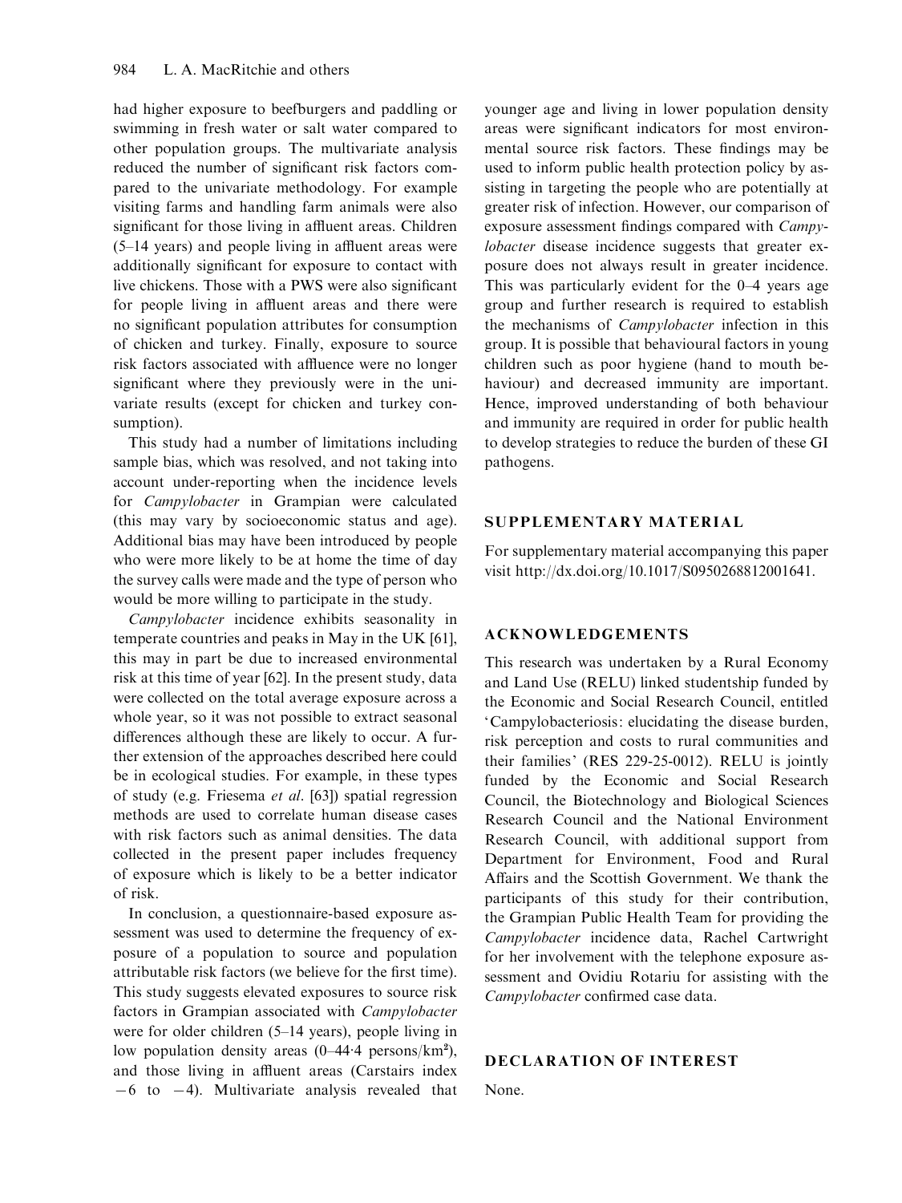had higher exposure to beefburgers and paddling or swimming in fresh water or salt water compared to other population groups. The multivariate analysis reduced the number of significant risk factors compared to the univariate methodology. For example visiting farms and handling farm animals were also significant for those living in affluent areas. Children (5–14 years) and people living in affluent areas were additionally significant for exposure to contact with live chickens. Those with a PWS were also significant for people living in affluent areas and there were no significant population attributes for consumption of chicken and turkey. Finally, exposure to source risk factors associated with affluence were no longer significant where they previously were in the univariate results (except for chicken and turkey consumption).

This study had a number of limitations including sample bias, which was resolved, and not taking into account under-reporting when the incidence levels for *Campylobacter* in Grampian were calculated (this may vary by socioeconomic status and age). Additional bias may have been introduced by people who were more likely to be at home the time of day the survey calls were made and the type of person who would be more willing to participate in the study.

*Campylobacter* incidence exhibits seasonality in temperate countries and peaks in May in the UK [61], this may in part be due to increased environmental risk at this time of year [62]. In the present study, data were collected on the total average exposure across a whole year, so it was not possible to extract seasonal differences although these are likely to occur. A further extension of the approaches described here could be in ecological studies. For example, in these types of study (e.g. Friesema *et al*. [63]) spatial regression methods are used to correlate human disease cases with risk factors such as animal densities. The data collected in the present paper includes frequency of exposure which is likely to be a better indicator of risk.

In conclusion, a questionnaire-based exposure assessment was used to determine the frequency of exposure of a population to source and population attributable risk factors (we believe for the first time). This study suggests elevated exposures to source risk factors in Grampian associated with *Campylobacter* were for older children (5–14 years), people living in low population density areas (0–44·4 persons/km²), and those living in affluent areas (Carstairs index −6 to −4). Multivariate analysis revealed that younger age and living in lower population density areas were significant indicators for most environmental source risk factors. These findings may be used to inform public health protection policy by assisting in targeting the people who are potentially at greater risk of infection. However, our comparison of exposure assessment findings compared with *Campylobacter* disease incidence suggests that greater exposure does not always result in greater incidence. This was particularly evident for the 0–4 years age group and further research is required to establish the mechanisms of *Campylobacter* infection in this group. It is possible that behavioural factors in young children such as poor hygiene (hand to mouth behaviour) and decreased immunity are important. Hence, improved understanding of both behaviour and immunity are required in order for public health to develop strategies to reduce the burden of these GI pathogens.

## SUPPLEMENTARY MATERIAL

For supplementary material accompanying this paper visit http://dx.doi.org/10.1017/S0950268812001641.

## ACKNOWLEDGEMENTS

This research was undertaken by a Rural Economy and Land Use (RELU) linked studentship funded by the Economic and Social Research Council, entitled 'Campylobacteriosis: elucidating the disease burden, risk perception and costs to rural communities and their families' (RES 229-25-0012). RELU is jointly funded by the Economic and Social Research Council, the Biotechnology and Biological Sciences Research Council and the National Environment Research Council, with additional support from Department for Environment, Food and Rural Affairs and the Scottish Government. We thank the participants of this study for their contribution, the Grampian Public Health Team for providing the *Campylobacter* incidence data, Rachel Cartwright for her involvement with the telephone exposure assessment and Ovidiu Rotariu for assisting with the *Campylobacter* confirmed case data.

## DECLARATION OF INTEREST

None.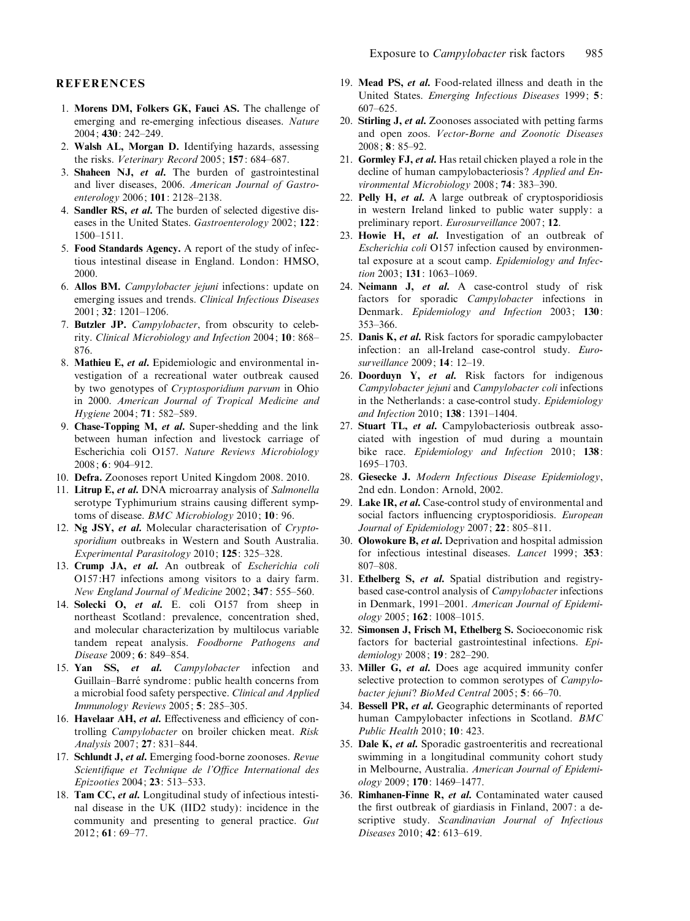## REFERENCES

1. **Morens DM, Folkers GK, Fauci AS.** The challenge of emerging and re-emerging infectious diseases. *Nature* 2004; **430**: 242–249.
2. **Walsh AL, Morgan D.** Identifying hazards, assessing the risks. *Veterinary Record* 2005; **157**: 684–687.
3. **Shaheen NJ, *et al.*** The burden of gastrointestinal and liver diseases, 2006. *American Journal of Gastroenterology* 2006; **101**: 2128–2138.
4. **Sandler RS, *et al.*** The burden of selected digestive diseases in the United States. *Gastroenterology* 2002; **122**: 1500–1511.
5. **Food Standards Agency.** A report of the study of infectious intestinal disease in England. London: HMSO, 2000.
6. **Allos BM.** *Campylobacter jejuni* infections: update on emerging issues and trends. *Clinical Infectious Diseases* 2001; **32**: 1201–1206.
7. **Butzler JP.** *Campylobacter*, from obscurity to celebrity. *Clinical Microbiology and Infection* 2004; **10**: 868–876.
8. **Mathieu E, *et al.*** Epidemiologic and environmental investigation of a recreational water outbreak caused by two genotypes of *Cryptosporidium parvum* in Ohio in 2000. *American Journal of Tropical Medicine and Hygiene* 2004; **71**: 582–589.
9. **Chase-Topping M, *et al.*** Super-shedding and the link between human infection and livestock carriage of Escherichia coli O157. *Nature Reviews Microbiology* 2008; **6**: 904–912.
10. **Defra.** Zoonoses report United Kingdom 2008. 2010.
11. **Litrup E, *et al.*** DNA microarray analysis of *Salmonella* serotype Typhimurium strains causing different symptoms of disease. *BMC Microbiology* 2010; **10**: 96.
12. **Ng JSY, *et al.*** Molecular characterisation of *Cryptosporidium* outbreaks in Western and South Australia. *Experimental Parasitology* 2010; **125**: 325–328.
13. **Crump JA, *et al.*** An outbreak of *Escherichia coli* O157:H7 infections among visitors to a dairy farm. *New England Journal of Medicine* 2002; **347**: 555–560.
14. **Solecki O, *et al.*** E. coli O157 from sheep in northeast Scotland: prevalence, concentration shed, and molecular characterization by multilocus variable tandem repeat analysis. *Foodborne Pathogens and Disease* 2009; **6**: 849–854.
15. **Yan SS, *et al.*** *Campylobacter* infection and Guillain–Barré syndrome: public health concerns from a microbial food safety perspective. *Clinical and Applied Immunology Reviews* 2005; **5**: 285–305.
16. **Havelaar AH, *et al.*** Effectiveness and efficiency of controlling *Campylobacter* on broiler chicken meat. *Risk Analysis* 2007; **27**: 831–844.
17. **Schlundt J, *et al.*** Emerging food-borne zoonoses. *Revue Scientifique et Technique de l'Office International des Epizooties* 2004; **23**: 513–533.
18. **Tam CC, *et al.*** Longitudinal study of infectious intestinal disease in the UK (IID2 study): incidence in the community and presenting to general practice. *Gut* 2012; **61**: 69–77.
19. **Mead PS, *et al.*** Food-related illness and death in the United States. *Emerging Infectious Diseases* 1999; **5**: 607–625.
20. **Stirling J, *et al.*** Zoonoses associated with petting farms and open zoos. *Vector-Borne and Zoonotic Diseases* 2008; **8**: 85–92.
21. **Gormley FJ, *et al.*** Has retail chicken played a role in the decline of human campylobacteriosis? *Applied and Environmental Microbiology* 2008; **74**: 383–390.
22. **Pelly H, *et al.*** A large outbreak of cryptosporidiosis in western Ireland linked to public water supply: a preliminary report. *Eurosurveillance* 2007; **12**.
23. **Howie H, *et al.*** Investigation of an outbreak of *Escherichia coli* O157 infection caused by environmental exposure at a scout camp. *Epidemiology and Infection* 2003; **131**: 1063–1069.
24. **Neimann J, *et al.*** A case-control study of risk factors for sporadic *Campylobacter* infections in Denmark. *Epidemiology and Infection* 2003; **130**: 353–366.
25. **Danis K, *et al.*** Risk factors for sporadic campylobacter infection: an all-Ireland case-control study. *Eurosurveillance* 2009; **14**: 12–19.
26. **Doorduyn Y, *et al.*** Risk factors for indigenous *Campylobacter jejuni* and *Campylobacter coli* infections in the Netherlands: a case-control study. *Epidemiology and Infection* 2010; **138**: 1391–1404.
27. **Stuart TL, *et al.*** Campylobacteriosis outbreak associated with ingestion of mud during a mountain bike race. *Epidemiology and Infection* 2010; **138**: 1695–1703.
28. **Giesecke J.** *Modern Infectious Disease Epidemiology*, 2nd edn. London: Arnold, 2002.
29. **Lake IR, *et al.*** Case-control study of environmental and social factors influencing cryptosporidiosis. *European Journal of Epidemiology* 2007; **22**: 805–811.
30. **Olowokure B, *et al.*** Deprivation and hospital admission for infectious intestinal diseases. *Lancet* 1999; **353**: 807–808.
31. **Ethelberg S, *et al.*** Spatial distribution and registry-based case-control analysis of *Campylobacter* infections in Denmark, 1991–2001. *American Journal of Epidemiology* 2005; **162**: 1008–1015.
32. **Simonsen J, Frisch M, Ethelberg S.** Socioeconomic risk factors for bacterial gastrointestinal infections. *Epidemiology* 2008; **19**: 282–290.
33. **Miller G, *et al.*** Does age acquired immunity confer selective protection to common serotypes of *Campylobacter jejuni*? *BioMed Central* 2005; **5**: 66–70.
34. **Bessell PR, *et al.*** Geographic determinants of reported human Campylobacter infections in Scotland. *BMC Public Health* 2010; **10**: 423.
35. **Dale K, *et al.*** Sporadic gastroenteritis and recreational swimming in a longitudinal community cohort study in Melbourne, Australia. *American Journal of Epidemiology* 2009; **170**: 1469–1477.
36. **Rimhanen-Finne R, *et al.*** Contaminated water caused the first outbreak of giardiasis in Finland, 2007: a descriptive study. *Scandinavian Journal of Infectious Diseases* 2010; **42**: 613–619.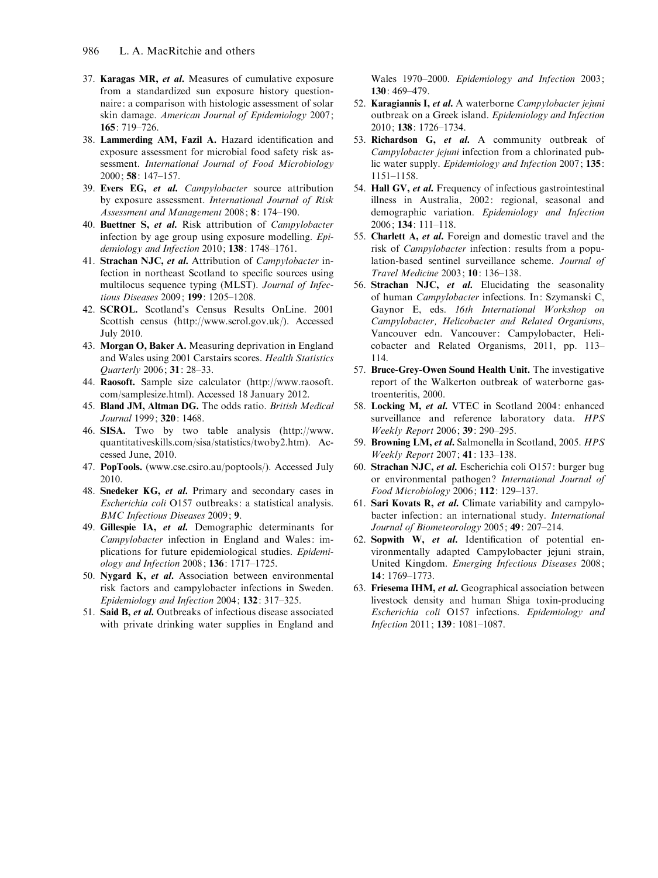37. **Karagas MR, *et al.*** Measures of cumulative exposure from a standardized sun exposure history questionnaire: a comparison with histologic assessment of solar skin damage. *American Journal of Epidemiology* 2007; **165**: 719–726.
38. **Lammerding AM, Fazil A.** Hazard identification and exposure assessment for microbial food safety risk assessment. *International Journal of Food Microbiology* 2000; **58**: 147–157.
39. **Evers EG, *et al.*** *Campylobacter* source attribution by exposure assessment. *International Journal of Risk Assessment and Management* 2008; **8**: 174–190.
40. **Buettner S, *et al.*** Risk attribution of *Campylobacter* infection by age group using exposure modelling. *Epidemiology and Infection* 2010; **138**: 1748–1761.
41. **Strachan NJC, *et al.*** Attribution of *Campylobacter* infection in northeast Scotland to specific sources using multilocus sequence typing (MLST). *Journal of Infectious Diseases* 2009; **199**: 1205–1208.
42. **SCROL.** Scotland's Census Results OnLine. 2001 Scottish census (http://www.scrol.gov.uk/). Accessed July 2010.
43. **Morgan O, Baker A.** Measuring deprivation in England and Wales using 2001 Carstairs scores. *Health Statistics Quarterly* 2006; **31**: 28–33.
44. **Raosoft.** Sample size calculator (http://www.raosoft.com/samplesize.html). Accessed 18 January 2012.
45. **Bland JM, Altman DG.** The odds ratio. *British Medical Journal* 1999; **320**: 1468.
46. **SISA.** Two by two table analysis (http://www.quantitativeskills.com/sisa/statistics/twoby2.htm). Accessed June, 2010.
47. **PopTools.** (www.cse.csiro.au/poptools/). Accessed July 2010.
48. **Snedeker KG, *et al.*** Primary and secondary cases in *Escherichia coli* O157 outbreaks: a statistical analysis. *BMC Infectious Diseases* 2009; **9**.
49. **Gillespie IA, *et al.*** Demographic determinants for *Campylobacter* infection in England and Wales: implications for future epidemiological studies. *Epidemiology and Infection* 2008; **136**: 1717–1725.
50. **Nygard K, *et al.*** Association between environmental risk factors and campylobacter infections in Sweden. *Epidemiology and Infection* 2004; **132**: 317–325.
51. **Said B, *et al.*** Outbreaks of infectious disease associated with private drinking water supplies in England and Wales 1970–2000. *Epidemiology and Infection* 2003; **130**: 469–479.
52. **Karagiannis I, *et al.*** A waterborne *Campylobacter jejuni* outbreak on a Greek island. *Epidemiology and Infection* 2010; **138**: 1726–1734.
53. **Richardson G, *et al.*** A community outbreak of *Campylobacter jejuni* infection from a chlorinated public water supply. *Epidemiology and Infection* 2007; **135**: 1151–1158.
54. **Hall GV, *et al.*** Frequency of infectious gastrointestinal illness in Australia, 2002: regional, seasonal and demographic variation. *Epidemiology and Infection* 2006; **134**: 111–118.
55. **Charlett A, *et al.*** Foreign and domestic travel and the risk of *Campylobacter* infection: results from a population-based sentinel surveillance scheme. *Journal of Travel Medicine* 2003; **10**: 136–138.
56. **Strachan NJC, *et al.*** Elucidating the seasonality of human *Campylobacter* infections. In: Szymanski C, Gaynor E, eds. *16th International Workshop on Campylobacter, Helicobacter and Related Organisms*, Vancouver edn. Vancouver: Campylobacter, Helicobacter and Related Organisms, 2011, pp. 113–114.
57. **Bruce-Grey-Owen Sound Health Unit.** The investigative report of the Walkerton outbreak of waterborne gastroenteritis, 2000.
58. **Locking M, *et al.*** VTEC in Scotland 2004: enhanced surveillance and reference laboratory data. *HPS Weekly Report* 2006; **39**: 290–295.
59. **Browning LM, *et al.*** Salmonella in Scotland, 2005. *HPS Weekly Report* 2007; **41**: 133–138.
60. **Strachan NJC, *et al.*** Escherichia coli O157: burger bug or environmental pathogen? *International Journal of Food Microbiology* 2006; **112**: 129–137.
61. **Sari Kovats R, *et al.*** Climate variability and campylobacter infection: an international study. *International Journal of Biometeorology* 2005; **49**: 207–214.
62. **Sopwith W, *et al.*** Identification of potential environmentally adapted Campylobacter jejuni strain, United Kingdom. *Emerging Infectious Diseases* 2008; **14**: 1769–1773.
63. **Friesema IHM, *et al.*** Geographical association between livestock density and human Shiga toxin-producing *Escherichia coli* O157 infections. *Epidemiology and Infection* 2011; **139**: 1081–1087.